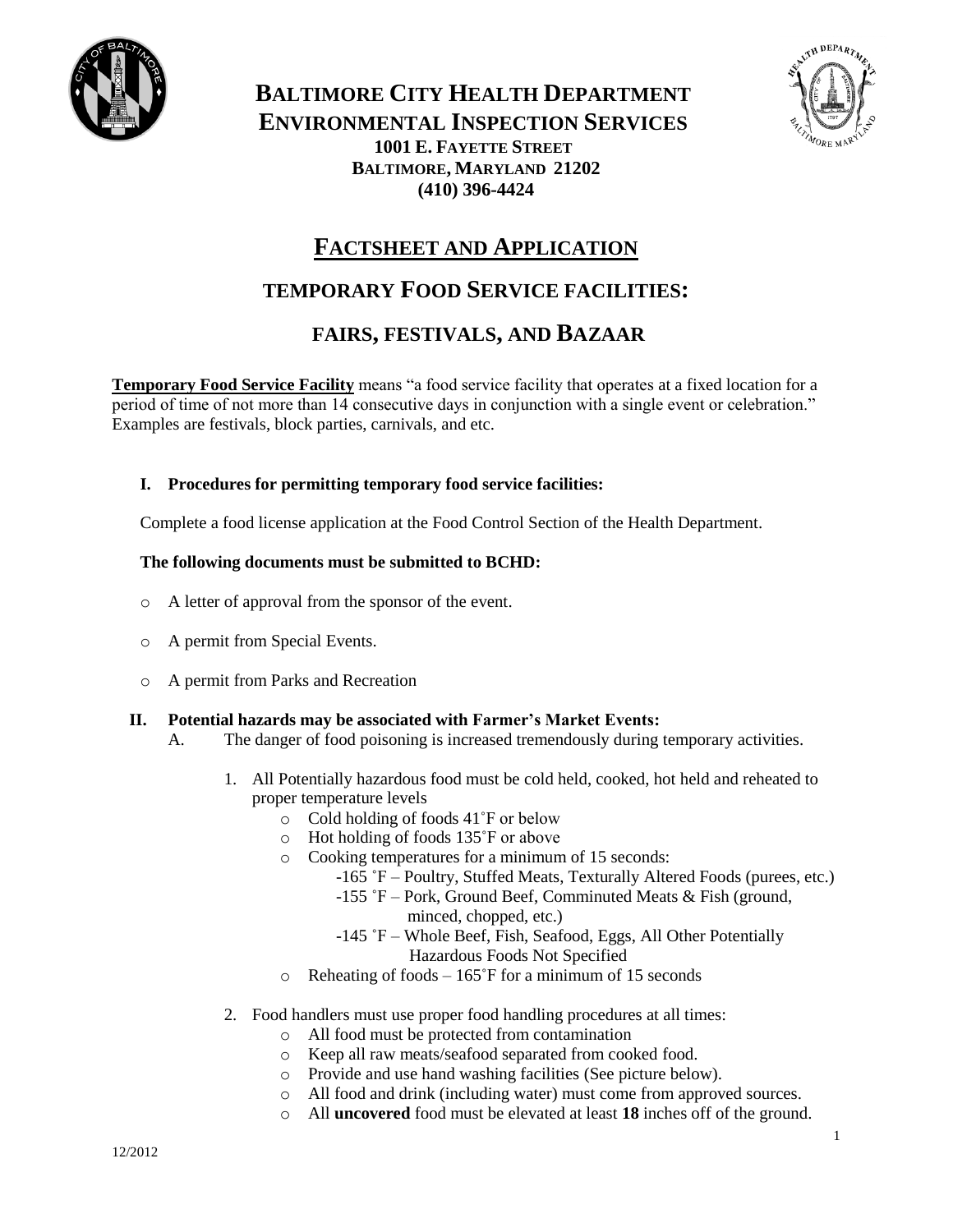# BALTIMORE CITY HEALTH DEPARTMENT
## ENVIRONMENTAL INSPECTION SERVICES

**1001 E. FAYETTE STREET**
**BALTIMORE, MARYLAND 21202**
**(410) 396-4424**

# FACTSHEET AND APPLICATION

## TEMPORARY FOOD SERVICE FACILITIES:

## FAIRS, FESTIVALS, AND BAZAAR

**Temporary Food Service Facility** means "a food service facility that operates at a fixed location for a period of time of not more than 14 consecutive days in conjunction with a single event or celebration." Examples are festivals, block parties, carnivals, and etc.

### I. Procedures for permitting temporary food service facilities:

Complete a food license application at the Food Control Section of the Health Department.

**The following documents must be submitted to BCHD:**

- A letter of approval from the sponsor of the event.
- A permit from Special Events.
- A permit from Parks and Recreation

### II. Potential hazards may be associated with Farmer's Market Events:

A. The danger of food poisoning is increased tremendously during temporary activities.

1. All Potentially hazardous food must be cold held, cooked, hot held and reheated to proper temperature levels
   - Cold holding of foods 41˚F or below
   - Hot holding of foods 135˚F or above
   - Cooking temperatures for a minimum of 15 seconds:
     - -165 ˚F – Poultry, Stuffed Meats, Texturally Altered Foods (purees, etc.)
     - -155 ˚F – Pork, Ground Beef, Comminuted Meats & Fish (ground, minced, chopped, etc.)
     - -145 ˚F – Whole Beef, Fish, Seafood, Eggs, All Other Potentially Hazardous Foods Not Specified
   - Reheating of foods – 165˚F for a minimum of 15 seconds

2. Food handlers must use proper food handling procedures at all times:
   - All food must be protected from contamination
   - Keep all raw meats/seafood separated from cooked food.
   - Provide and use hand washing facilities (See picture below).
   - All food and drink (including water) must come from approved sources.
   - All **uncovered** food must be elevated at least **18** inches off of the ground.

12/2012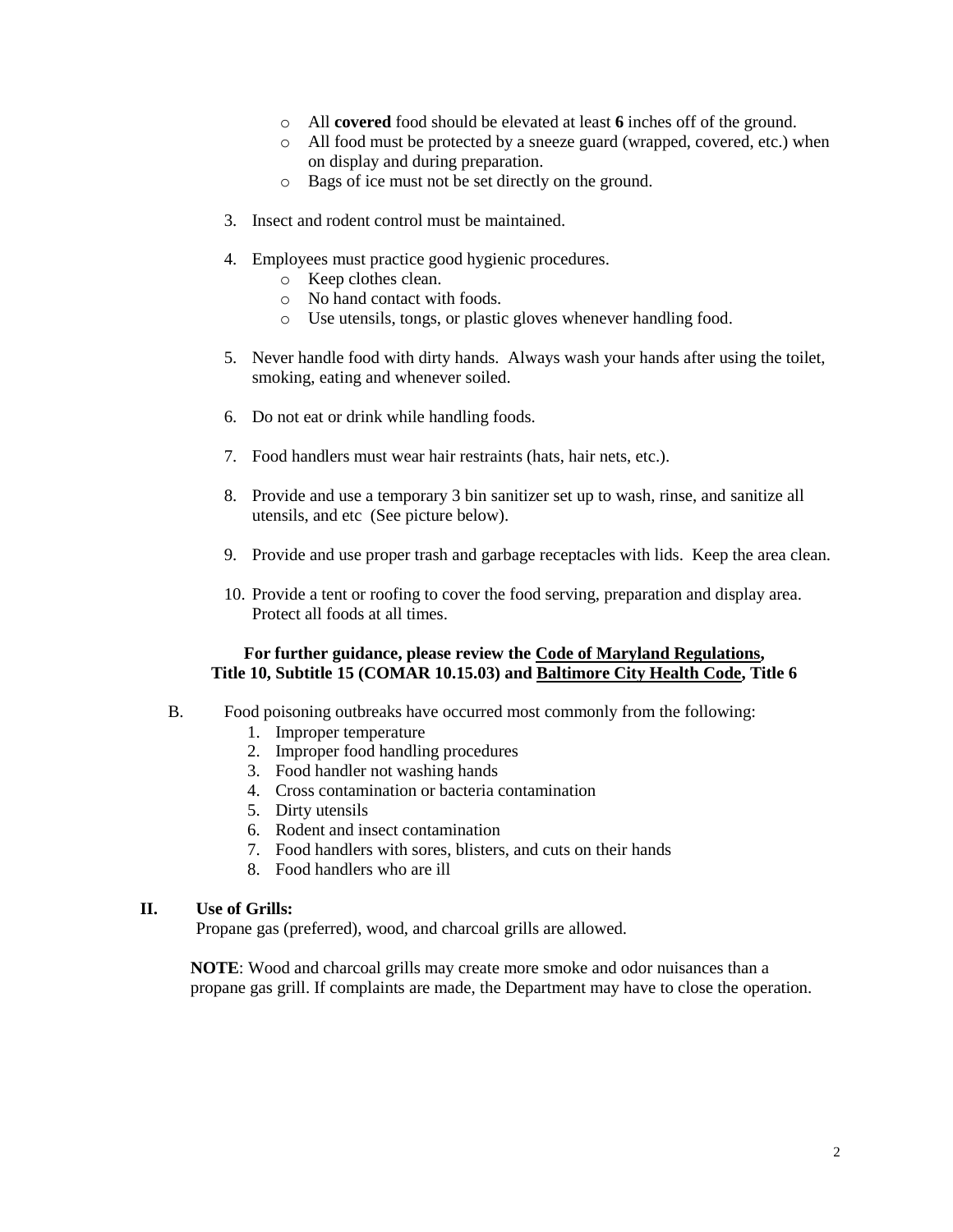- All **covered** food should be elevated at least **6** inches off of the ground.
- All food must be protected by a sneeze guard (wrapped, covered, etc.) when on display and during preparation.
- Bags of ice must not be set directly on the ground.

3. Insect and rodent control must be maintained.

4. Employees must practice good hygienic procedures.
   - Keep clothes clean.
   - No hand contact with foods.
   - Use utensils, tongs, or plastic gloves whenever handling food.

5. Never handle food with dirty hands. Always wash your hands after using the toilet, smoking, eating and whenever soiled.

6. Do not eat or drink while handling foods.

7. Food handlers must wear hair restraints (hats, hair nets, etc.).

8. Provide and use a temporary 3 bin sanitizer set up to wash, rinse, and sanitize all utensils, and etc (See picture below).

9. Provide and use proper trash and garbage receptacles with lids. Keep the area clean.

10. Provide a tent or roofing to cover the food serving, preparation and display area. Protect all foods at all times.

**For further guidance, please review the <u>Code of Maryland Regulations</u>, Title 10, Subtitle 15 (COMAR 10.15.03) and <u>Baltimore City Health Code</u>, Title 6**

B. Food poisoning outbreaks have occurred most commonly from the following:
   1. Improper temperature
   2. Improper food handling procedures
   3. Food handler not washing hands
   4. Cross contamination or bacteria contamination
   5. Dirty utensils
   6. Rodent and insect contamination
   7. Food handlers with sores, blisters, and cuts on their hands
   8. Food handlers who are ill

## II. Use of Grills:

Propane gas (preferred), wood, and charcoal grills are allowed.

**NOTE**: Wood and charcoal grills may create more smoke and odor nuisances than a propane gas grill. If complaints are made, the Department may have to close the operation.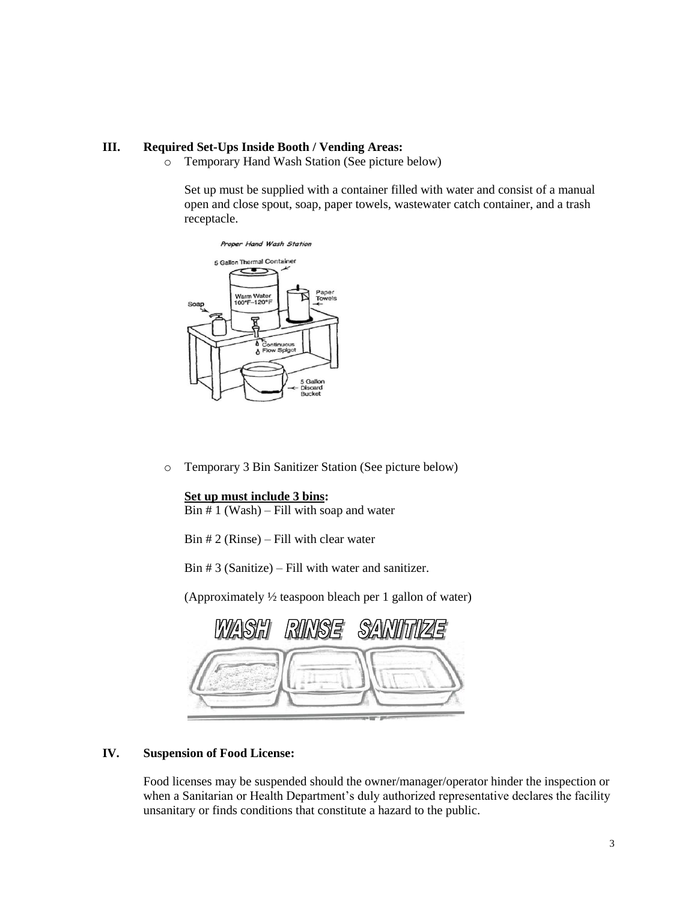### III. Required Set-Ups Inside Booth / Vending Areas:

- Temporary Hand Wash Station (See picture below)

  Set up must be supplied with a container filled with water and consist of a manual open and close spout, soap, paper towels, wastewater catch container, and a trash receptacle.

- Temporary 3 Bin Sanitizer Station (See picture below)

  **Set up must include 3 bins:**

  Bin # 1 (Wash) – Fill with soap and water

  Bin # 2 (Rinse) – Fill with clear water

  Bin # 3 (Sanitize) – Fill with water and sanitizer.

  (Approximately ½ teaspoon bleach per 1 gallon of water)

### IV. Suspension of Food License:

Food licenses may be suspended should the owner/manager/operator hinder the inspection or when a Sanitarian or Health Department's duly authorized representative declares the facility unsanitary or finds conditions that constitute a hazard to the public.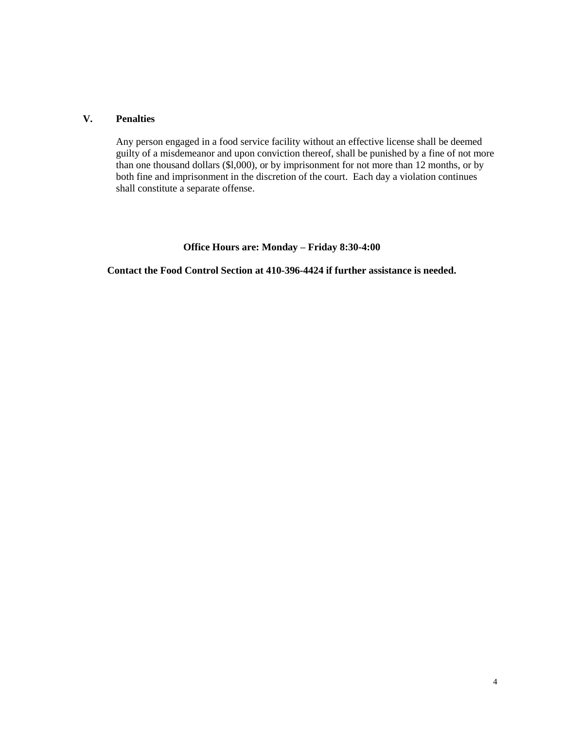## V. Penalties

Any person engaged in a food service facility without an effective license shall be deemed guilty of a misdemeanor and upon conviction thereof, shall be punished by a fine of not more than one thousand dollars ($l,000), or by imprisonment for not more than 12 months, or by both fine and imprisonment in the discretion of the court. Each day a violation continues shall constitute a separate offense.

**Office Hours are: Monday – Friday 8:30-4:00**

**Contact the Food Control Section at 410-396-4424 if further assistance is needed.**